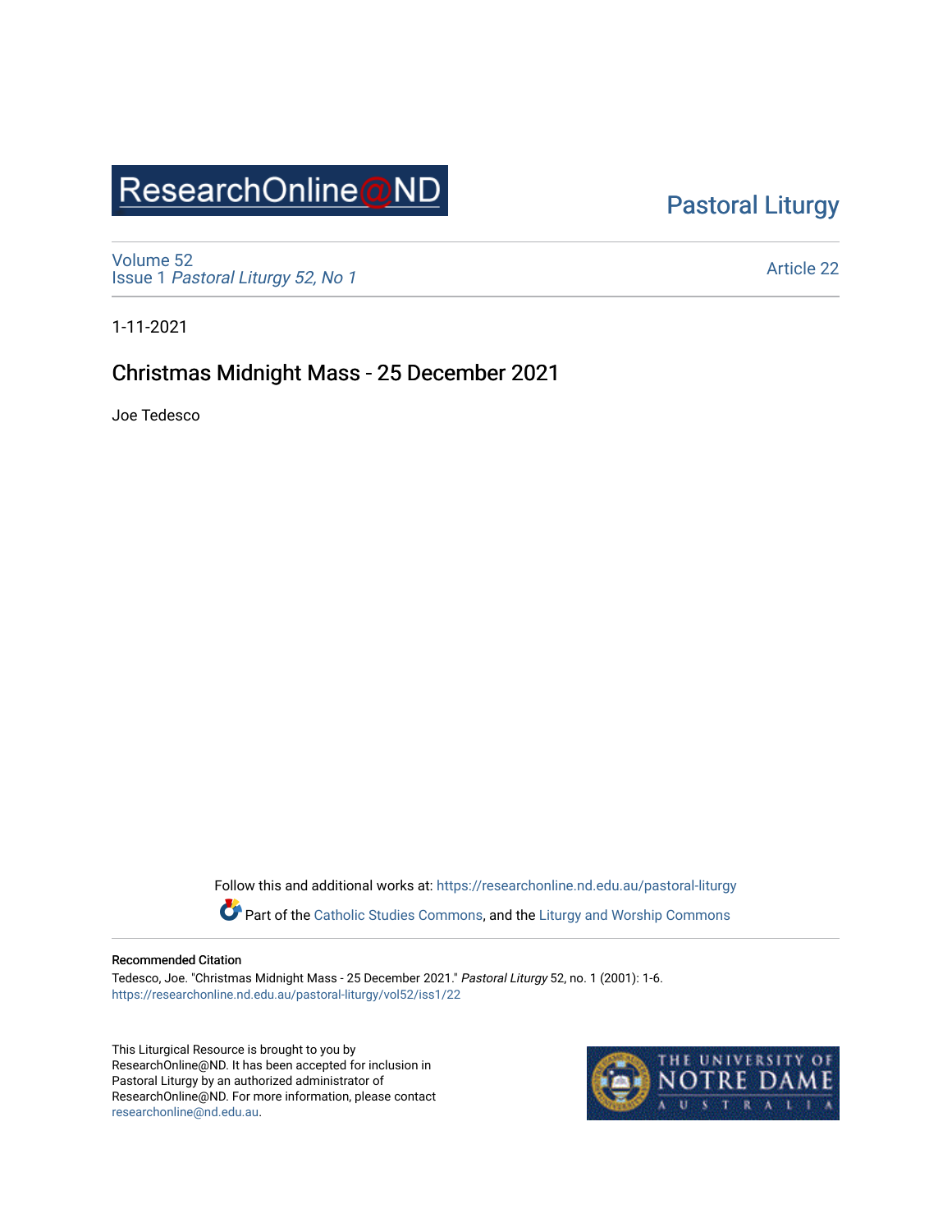ResearchOnline@ND

Pastoral Liturgy

Volume 52
Issue 1 *Pastoral Liturgy 52, No 1*

Article 22

1-11-2021

# Christmas Midnight Mass - 25 December 2021

Joe Tedesco

Follow this and additional works at: https://researchonline.nd.edu.au/pastoral-liturgy

Part of the Catholic Studies Commons, and the Liturgy and Worship Commons

**Recommended Citation**

Tedesco, Joe. "Christmas Midnight Mass - 25 December 2021." *Pastoral Liturgy* 52, no. 1 (2001): 1-6.
https://researchonline.nd.edu.au/pastoral-liturgy/vol52/iss1/22

This Liturgical Resource is brought to you by ResearchOnline@ND. It has been accepted for inclusion in Pastoral Liturgy by an authorized administrator of ResearchOnline@ND. For more information, please contact researchonline@nd.edu.au.

THE UNIVERSITY OF NOTRE DAME AUSTRALIA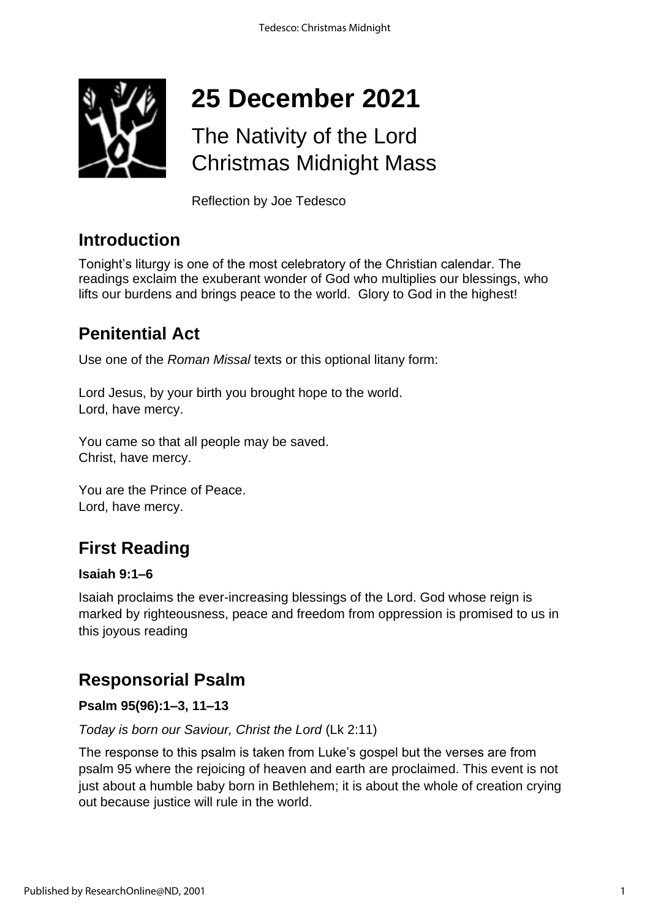# 25 December 2021

## The Nativity of the Lord
## Christmas Midnight Mass

Reflection by Joe Tedesco

## Introduction

Tonight's liturgy is one of the most celebratory of the Christian calendar. The readings exclaim the exuberant wonder of God who multiplies our blessings, who lifts our burdens and brings peace to the world. Glory to God in the highest!

## Penitential Act

Use one of the *Roman Missal* texts or this optional litany form:

Lord Jesus, by your birth you brought hope to the world.
Lord, have mercy.

You came so that all people may be saved.
Christ, have mercy.

You are the Prince of Peace.
Lord, have mercy.

## First Reading

**Isaiah 9:1–6**

Isaiah proclaims the ever-increasing blessings of the Lord. God whose reign is marked by righteousness, peace and freedom from oppression is promised to us in this joyous reading

## Responsorial Psalm

**Psalm 95(96):1–3, 11–13**

*Today is born our Saviour, Christ the Lord* (Lk 2:11)

The response to this psalm is taken from Luke's gospel but the verses are from psalm 95 where the rejoicing of heaven and earth are proclaimed. This event is not just about a humble baby born in Bethlehem; it is about the whole of creation crying out because justice will rule in the world.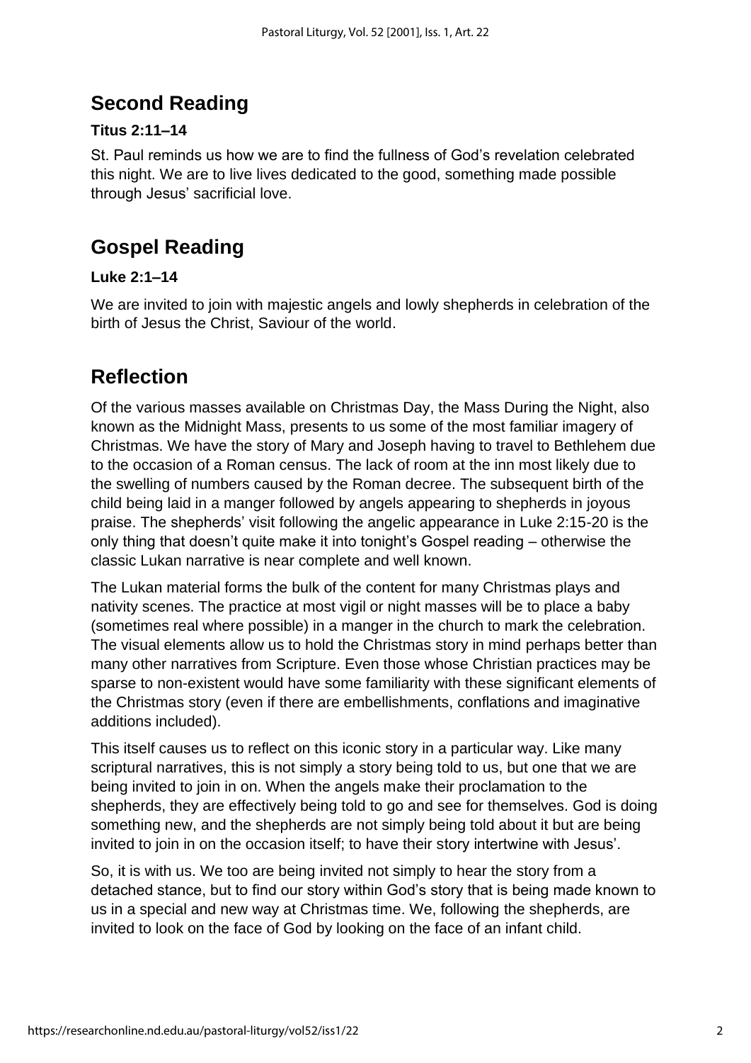## Second Reading

**Titus 2:11–14**

St. Paul reminds us how we are to find the fullness of God's revelation celebrated this night. We are to live lives dedicated to the good, something made possible through Jesus' sacrificial love.

## Gospel Reading

**Luke 2:1–14**

We are invited to join with majestic angels and lowly shepherds in celebration of the birth of Jesus the Christ, Saviour of the world.

## Reflection

Of the various masses available on Christmas Day, the Mass During the Night, also known as the Midnight Mass, presents to us some of the most familiar imagery of Christmas. We have the story of Mary and Joseph having to travel to Bethlehem due to the occasion of a Roman census. The lack of room at the inn most likely due to the swelling of numbers caused by the Roman decree. The subsequent birth of the child being laid in a manger followed by angels appearing to shepherds in joyous praise. The shepherds' visit following the angelic appearance in Luke 2:15-20 is the only thing that doesn't quite make it into tonight's Gospel reading – otherwise the classic Lukan narrative is near complete and well known.

The Lukan material forms the bulk of the content for many Christmas plays and nativity scenes. The practice at most vigil or night masses will be to place a baby (sometimes real where possible) in a manger in the church to mark the celebration. The visual elements allow us to hold the Christmas story in mind perhaps better than many other narratives from Scripture. Even those whose Christian practices may be sparse to non-existent would have some familiarity with these significant elements of the Christmas story (even if there are embellishments, conflations and imaginative additions included).

This itself causes us to reflect on this iconic story in a particular way. Like many scriptural narratives, this is not simply a story being told to us, but one that we are being invited to join in on. When the angels make their proclamation to the shepherds, they are effectively being told to go and see for themselves. God is doing something new, and the shepherds are not simply being told about it but are being invited to join in on the occasion itself; to have their story intertwine with Jesus'.

So, it is with us. We too are being invited not simply to hear the story from a detached stance, but to find our story within God's story that is being made known to us in a special and new way at Christmas time. We, following the shepherds, are invited to look on the face of God by looking on the face of an infant child.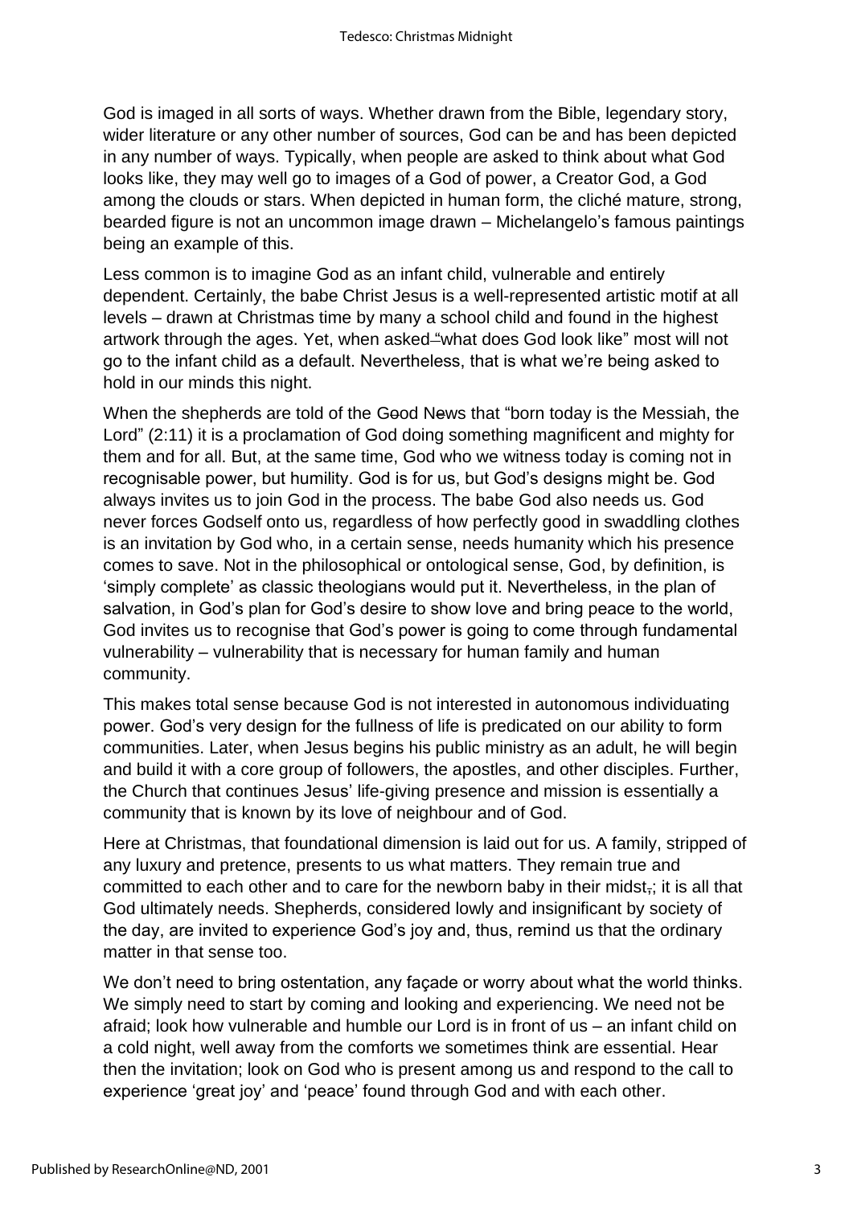God is imaged in all sorts of ways. Whether drawn from the Bible, legendary story, wider literature or any other number of sources, God can be and has been depicted in any number of ways. Typically, when people are asked to think about what God looks like, they may well go to images of a God of power, a Creator God, a God among the clouds or stars. When depicted in human form, the cliché mature, strong, bearded figure is not an uncommon image drawn – Michelangelo's famous paintings being an example of this.

Less common is to imagine God as an infant child, vulnerable and entirely dependent. Certainly, the babe Christ Jesus is a well-represented artistic motif at all levels – drawn at Christmas time by many a school child and found in the highest artwork through the ages. Yet, when asked "what does God look like" most will not go to the infant child as a default. Nevertheless, that is what we're being asked to hold in our minds this night.

When the shepherds are told of the Good News that "born today is the Messiah, the Lord" (2:11) it is a proclamation of God doing something magnificent and mighty for them and for all. But, at the same time, God who we witness today is coming not in recognisable power, but humility. God is for us, but God's designs might be. God always invites us to join God in the process. The babe God also needs us. God never forces Godself onto us, regardless of how perfectly good in swaddling clothes is an invitation by God who, in a certain sense, needs humanity which his presence comes to save. Not in the philosophical or ontological sense, God, by definition, is 'simply complete' as classic theologians would put it. Nevertheless, in the plan of salvation, in God's plan for God's desire to show love and bring peace to the world, God invites us to recognise that God's power is going to come through fundamental vulnerability – vulnerability that is necessary for human family and human community.

This makes total sense because God is not interested in autonomous individuating power. God's very design for the fullness of life is predicated on our ability to form communities. Later, when Jesus begins his public ministry as an adult, he will begin and build it with a core group of followers, the apostles, and other disciples. Further, the Church that continues Jesus' life-giving presence and mission is essentially a community that is known by its love of neighbour and of God.

Here at Christmas, that foundational dimension is laid out for us. A family, stripped of any luxury and pretence, presents to us what matters. They remain true and committed to each other and to care for the newborn baby in their midst; it is all that God ultimately needs. Shepherds, considered lowly and insignificant by society of the day, are invited to experience God's joy and, thus, remind us that the ordinary matter in that sense too.

We don't need to bring ostentation, any façade or worry about what the world thinks. We simply need to start by coming and looking and experiencing. We need not be afraid; look how vulnerable and humble our Lord is in front of us – an infant child on a cold night, well away from the comforts we sometimes think are essential. Hear then the invitation; look on God who is present among us and respond to the call to experience 'great joy' and 'peace' found through God and with each other.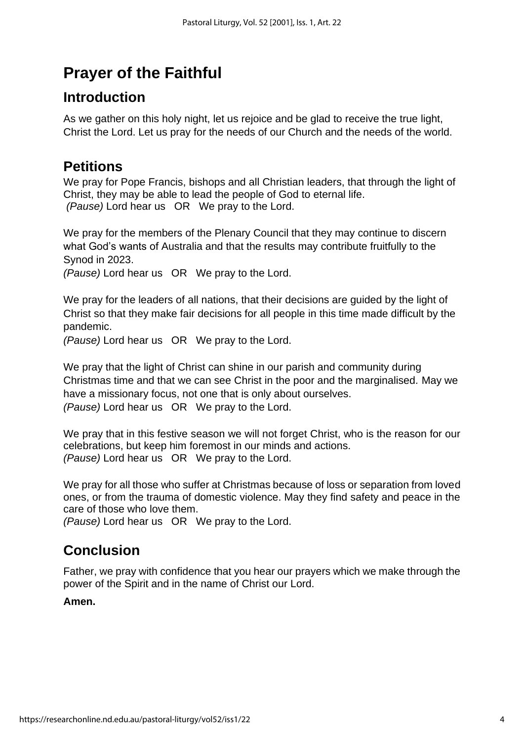# Prayer of the Faithful

## Introduction

As we gather on this holy night, let us rejoice and be glad to receive the true light, Christ the Lord. Let us pray for the needs of our Church and the needs of the world.

## Petitions

We pray for Pope Francis, bishops and all Christian leaders, that through the light of Christ, they may be able to lead the people of God to eternal life.
*(Pause)* Lord hear us OR We pray to the Lord.

We pray for the members of the Plenary Council that they may continue to discern what God's wants of Australia and that the results may contribute fruitfully to the Synod in 2023.
*(Pause)* Lord hear us OR We pray to the Lord.

We pray for the leaders of all nations, that their decisions are guided by the light of Christ so that they make fair decisions for all people in this time made difficult by the pandemic.
*(Pause)* Lord hear us OR We pray to the Lord.

We pray that the light of Christ can shine in our parish and community during Christmas time and that we can see Christ in the poor and the marginalised. May we have a missionary focus, not one that is only about ourselves.
*(Pause)* Lord hear us OR We pray to the Lord.

We pray that in this festive season we will not forget Christ, who is the reason for our celebrations, but keep him foremost in our minds and actions.
*(Pause)* Lord hear us OR We pray to the Lord.

We pray for all those who suffer at Christmas because of loss or separation from loved ones, or from the trauma of domestic violence. May they find safety and peace in the care of those who love them.
*(Pause)* Lord hear us OR We pray to the Lord.

## Conclusion

Father, we pray with confidence that you hear our prayers which we make through the power of the Spirit and in the name of Christ our Lord.

**Amen.**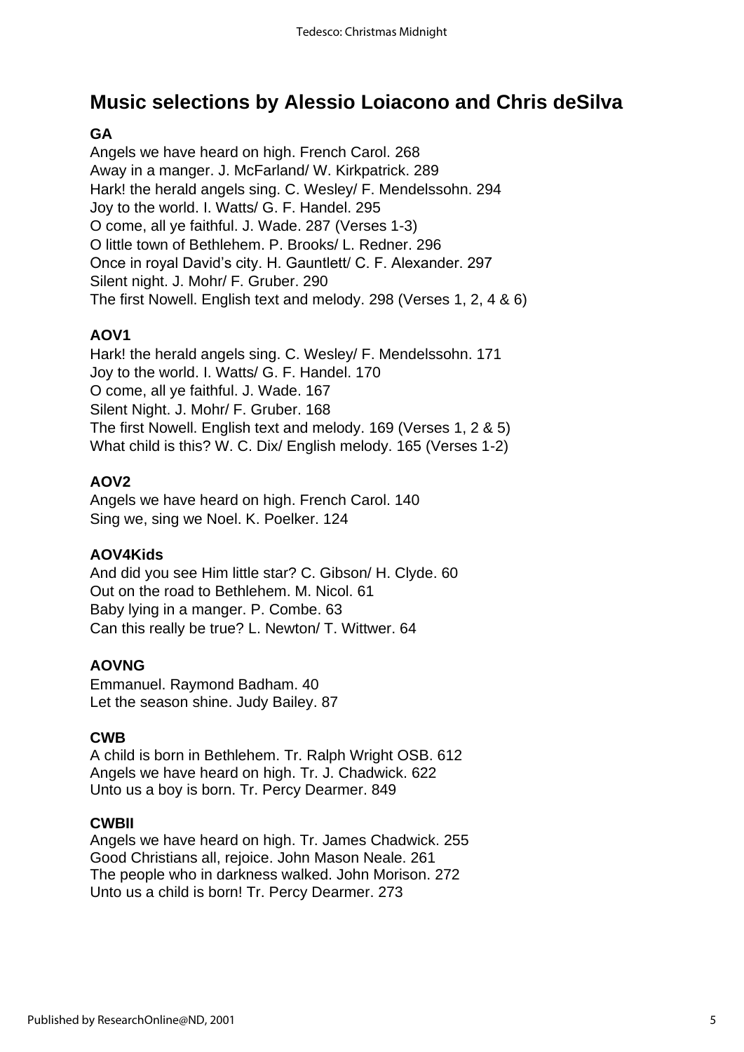## Music selections by Alessio Loiacono and Chris deSilva

### GA

Angels we have heard on high. French Carol. 268
Away in a manger. J. McFarland/ W. Kirkpatrick. 289
Hark! the herald angels sing. C. Wesley/ F. Mendelssohn. 294
Joy to the world. I. Watts/ G. F. Handel. 295
O come, all ye faithful. J. Wade. 287 (Verses 1-3)
O little town of Bethlehem. P. Brooks/ L. Redner. 296
Once in royal David's city. H. Gauntlett/ C. F. Alexander. 297
Silent night. J. Mohr/ F. Gruber. 290
The first Nowell. English text and melody. 298 (Verses 1, 2, 4 & 6)

### AOV1

Hark! the herald angels sing. C. Wesley/ F. Mendelssohn. 171
Joy to the world. I. Watts/ G. F. Handel. 170
O come, all ye faithful. J. Wade. 167
Silent Night. J. Mohr/ F. Gruber. 168
The first Nowell. English text and melody. 169 (Verses 1, 2 & 5)
What child is this? W. C. Dix/ English melody. 165 (Verses 1-2)

### AOV2

Angels we have heard on high. French Carol. 140
Sing we, sing we Noel. K. Poelker. 124

### AOV4Kids

And did you see Him little star? C. Gibson/ H. Clyde. 60
Out on the road to Bethlehem. M. Nicol. 61
Baby lying in a manger. P. Combe. 63
Can this really be true? L. Newton/ T. Wittwer. 64

### AOVNG

Emmanuel. Raymond Badham. 40
Let the season shine. Judy Bailey. 87

### CWB

A child is born in Bethlehem. Tr. Ralph Wright OSB. 612
Angels we have heard on high. Tr. J. Chadwick. 622
Unto us a boy is born. Tr. Percy Dearmer. 849

### CWBII

Angels we have heard on high. Tr. James Chadwick. 255
Good Christians all, rejoice. John Mason Neale. 261
The people who in darkness walked. John Morison. 272
Unto us a child is born! Tr. Percy Dearmer. 273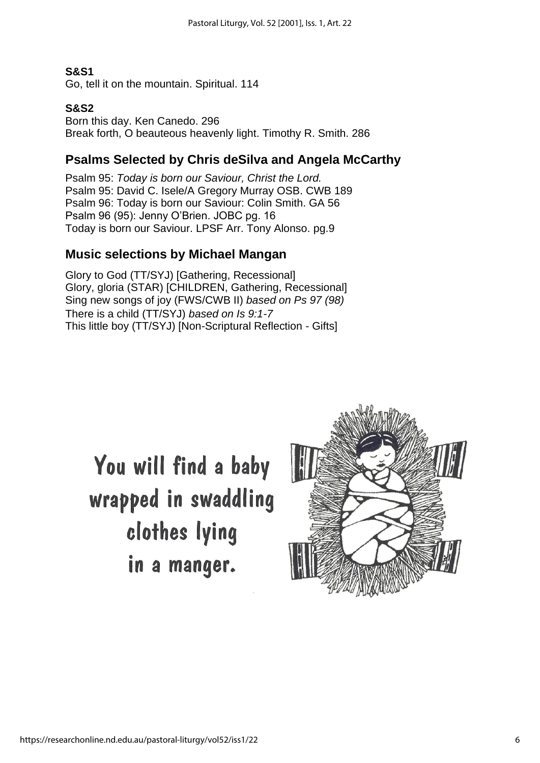**S&S1**

Go, tell it on the mountain. Spiritual. 114

**S&S2**

Born this day. Ken Canedo. 296
Break forth, O beauteous heavenly light. Timothy R. Smith. 286

## Psalms Selected by Chris deSilva and Angela McCarthy

Psalm 95: *Today is born our Saviour, Christ the Lord.*
Psalm 95: David C. Isele/A Gregory Murray OSB. CWB 189
Psalm 96: Today is born our Saviour: Colin Smith. GA 56
Psalm 96 (95): Jenny O'Brien. JOBC pg. 16
Today is born our Saviour. LPSF Arr. Tony Alonso. pg.9

## Music selections by Michael Mangan

Glory to God (TT/SYJ) [Gathering, Recessional]
Glory, gloria (STAR) [CHILDREN, Gathering, Recessional]
Sing new songs of joy (FWS/CWB II) *based on Ps 97 (98)*
There is a child (TT/SYJ) *based on Is 9:1-7*
This little boy (TT/SYJ) [Non-Scriptural Reflection - Gifts]

You will find a baby wrapped in swaddling clothes lying in a manger.